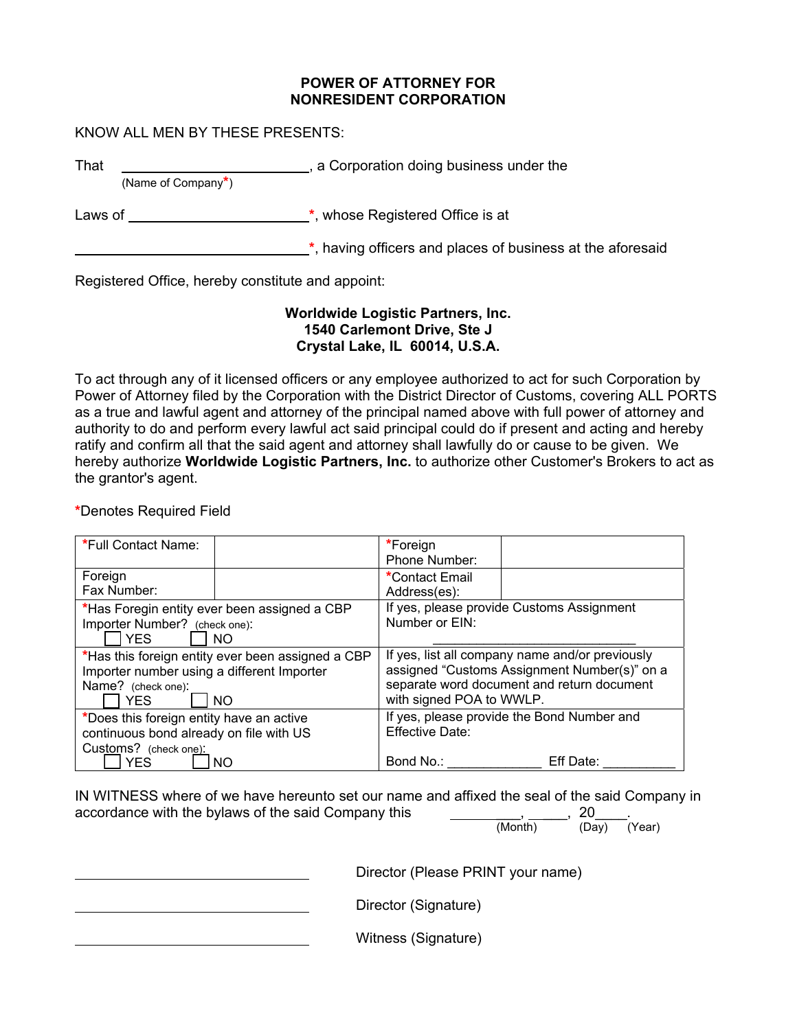# POWER OF ATTORNEY FOR NONRESIDENT CORPORATION

KNOW ALL MEN BY THESE PRESENTS:

That ____________________________, a Corporation doing business under the
(Name of Company*)

Laws of ____________________________*, whose Registered Office is at

____________________________*, having officers and places of business at the aforesaid

Registered Office, hereby constitute and appoint:

**Worldwide Logistic Partners, Inc.**
**1540 Carlemont Drive, Ste J**
**Crystal Lake, IL 60014, U.S.A.**

To act through any of it licensed officers or any employee authorized to act for such Corporation by Power of Attorney filed by the Corporation with the District Director of Customs, covering ALL PORTS as a true and lawful agent and attorney of the principal named above with full power of attorney and authority to do and perform every lawful act said principal could do if present and acting and hereby ratify and confirm all that the said agent and attorney shall lawfully do or cause to be given. We hereby authorize **Worldwide Logistic Partners, Inc.** to authorize other Customer's Brokers to act as the grantor's agent.

*Denotes Required Field

| *Full Contact Name: | | *Foreign Phone Number: | |
|---|---|---|---|
| Foreign Fax Number: | | *Contact Email Address(es): | |
| *Has Foregin entity ever been assigned a CBP Importer Number? (check one): ☐ YES ☐ NO | | If yes, please provide Customs Assignment Number or EIN: ____________________ | |
| *Has this foreign entity ever been assigned a CBP Importer number using a different Importer Name? (check one): ☐ YES ☐ NO | | If yes, list all company name and/or previously assigned "Customs Assignment Number(s)" on a separate word document and return document with signed POA to WWLP. | |
| *Does this foreign entity have an active continuous bond already on file with US Customs? (check one): ☐ YES ☐ NO | | If yes, please provide the Bond Number and Effective Date: Bond No.: ____________ Eff Date: __________ | |

IN WITNESS where of we have hereunto set our name and affixed the seal of the said Company in accordance with the bylaws of the said Company this __________, _____, 20____.
(Month) (Day) (Year)

____________________________ Director (Please PRINT your name)

____________________________ Director (Signature)

____________________________ Witness (Signature)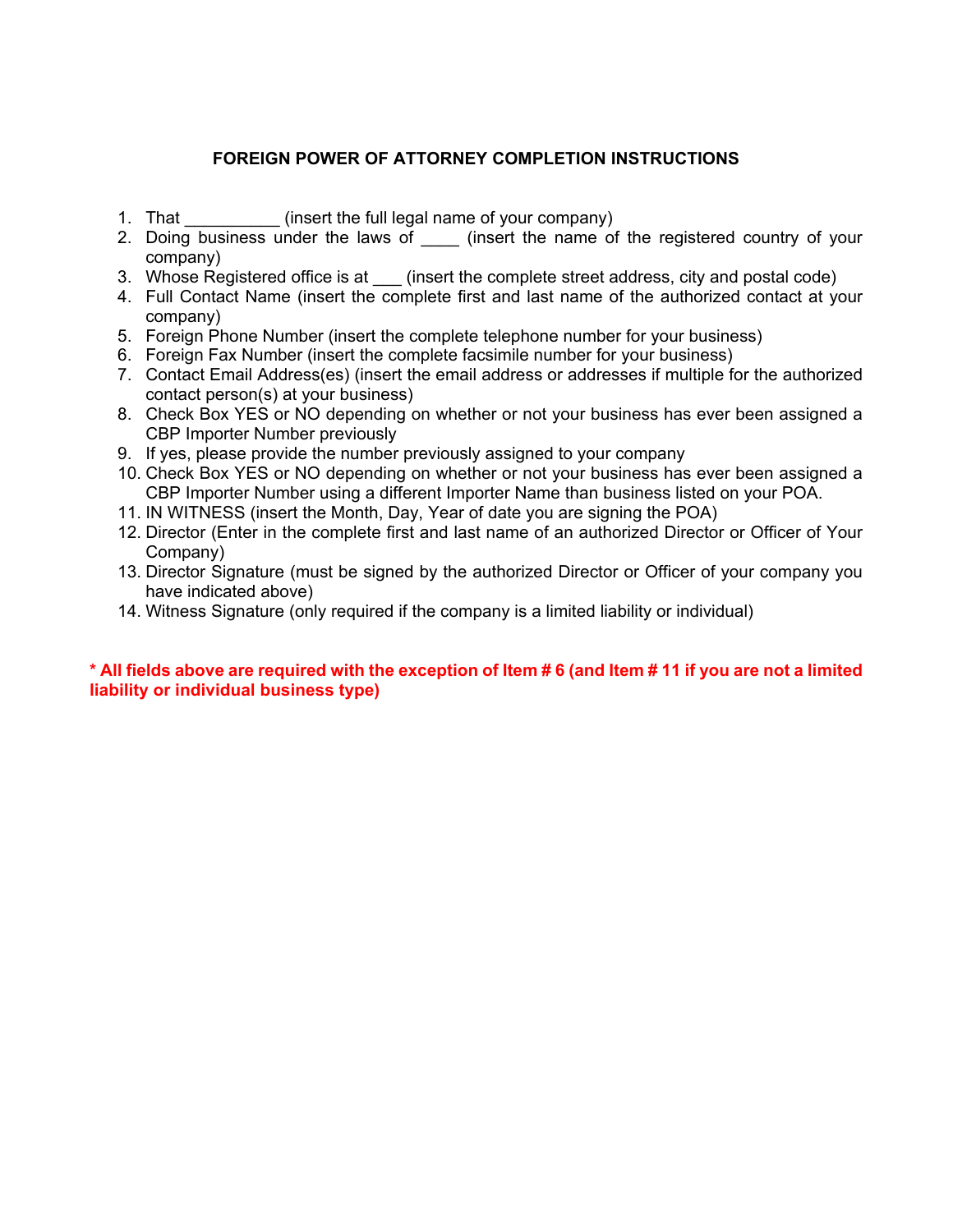## FOREIGN POWER OF ATTORNEY COMPLETION INSTRUCTIONS

1. That __________ (insert the full legal name of your company)
2. Doing business under the laws of ____ (insert the name of the registered country of your company)
3. Whose Registered office is at ___ (insert the complete street address, city and postal code)
4. Full Contact Name (insert the complete first and last name of the authorized contact at your company)
5. Foreign Phone Number (insert the complete telephone number for your business)
6. Foreign Fax Number (insert the complete facsimile number for your business)
7. Contact Email Address(es) (insert the email address or addresses if multiple for the authorized contact person(s) at your business)
8. Check Box YES or NO depending on whether or not your business has ever been assigned a CBP Importer Number previously
9. If yes, please provide the number previously assigned to your company
10. Check Box YES or NO depending on whether or not your business has ever been assigned a CBP Importer Number using a different Importer Name than business listed on your POA.
11. IN WITNESS (insert the Month, Day, Year of date you are signing the POA)
12. Director (Enter in the complete first and last name of an authorized Director or Officer of Your Company)
13. Director Signature (must be signed by the authorized Director or Officer of your company you have indicated above)
14. Witness Signature (only required if the company is a limited liability or individual)

**\* All fields above are required with the exception of Item # 6 (and Item # 11 if you are not a limited liability or individual business type)**